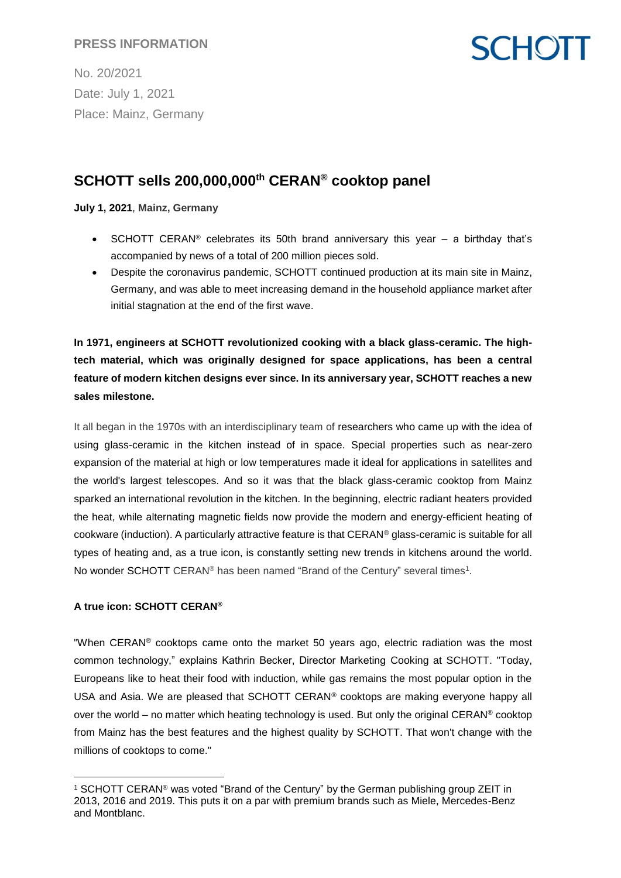PRESS INFORMATION

No. 20/2021
Date: July 1, 2021
Place: Mainz, Germany

# SCHOTT sells 200,000,000th CERAN® cooktop panel

**July 1, 2021**, **Mainz, Germany**

- SCHOTT CERAN® celebrates its 50th brand anniversary this year – a birthday that's accompanied by news of a total of 200 million pieces sold.
- Despite the coronavirus pandemic, SCHOTT continued production at its main site in Mainz, Germany, and was able to meet increasing demand in the household appliance market after initial stagnation at the end of the first wave.

**In 1971, engineers at SCHOTT revolutionized cooking with a black glass-ceramic. The high-tech material, which was originally designed for space applications, has been a central feature of modern kitchen designs ever since. In its anniversary year, SCHOTT reaches a new sales milestone.**

It all began in the 1970s with an interdisciplinary team of researchers who came up with the idea of using glass-ceramic in the kitchen instead of in space. Special properties such as near-zero expansion of the material at high or low temperatures made it ideal for applications in satellites and the world's largest telescopes. And so it was that the black glass-ceramic cooktop from Mainz sparked an international revolution in the kitchen. In the beginning, electric radiant heaters provided the heat, while alternating magnetic fields now provide the modern and energy-efficient heating of cookware (induction). A particularly attractive feature is that CERAN® glass-ceramic is suitable for all types of heating and, as a true icon, is constantly setting new trends in kitchens around the world. No wonder SCHOTT CERAN® has been named "Brand of the Century" several times[1].

### A true icon: SCHOTT CERAN®

"When CERAN® cooktops came onto the market 50 years ago, electric radiation was the most common technology," explains Kathrin Becker, Director Marketing Cooking at SCHOTT. "Today, Europeans like to heat their food with induction, while gas remains the most popular option in the USA and Asia. We are pleased that SCHOTT CERAN® cooktops are making everyone happy all over the world – no matter which heating technology is used. But only the original CERAN® cooktop from Mainz has the best features and the highest quality by SCHOTT. That won't change with the millions of cooktops to come."

[1] SCHOTT CERAN® was voted "Brand of the Century" by the German publishing group ZEIT in 2013, 2016 and 2019. This puts it on a par with premium brands such as Miele, Mercedes-Benz and Montblanc.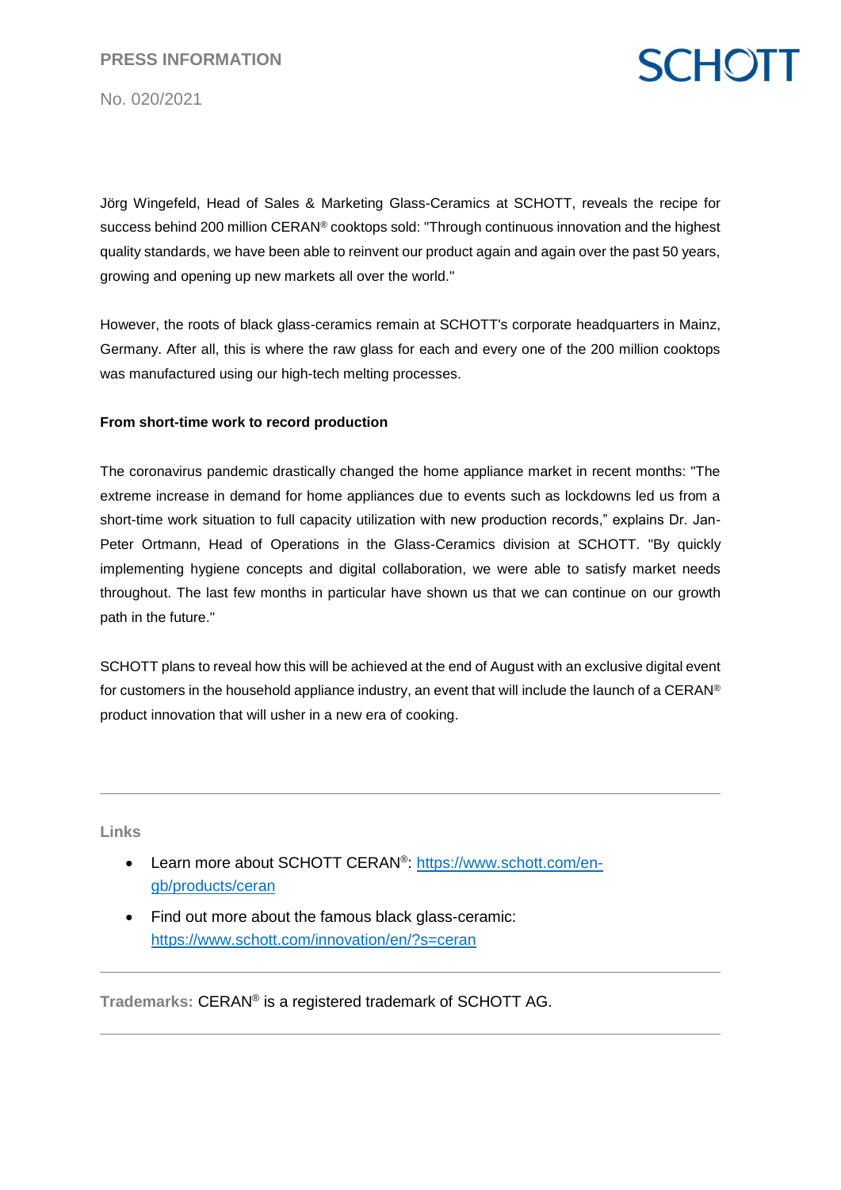Jörg Wingefeld, Head of Sales & Marketing Glass-Ceramics at SCHOTT, reveals the recipe for success behind 200 million CERAN® cooktops sold: "Through continuous innovation and the highest quality standards, we have been able to reinvent our product again and again over the past 50 years, growing and opening up new markets all over the world."

However, the roots of black glass-ceramics remain at SCHOTT's corporate headquarters in Mainz, Germany. After all, this is where the raw glass for each and every one of the 200 million cooktops was manufactured using our high-tech melting processes.

**From short-time work to record production**

The coronavirus pandemic drastically changed the home appliance market in recent months: "The extreme increase in demand for home appliances due to events such as lockdowns led us from a short-time work situation to full capacity utilization with new production records," explains Dr. Jan-Peter Ortmann, Head of Operations in the Glass-Ceramics division at SCHOTT. "By quickly implementing hygiene concepts and digital collaboration, we were able to satisfy market needs throughout. The last few months in particular have shown us that we can continue on our growth path in the future."

SCHOTT plans to reveal how this will be achieved at the end of August with an exclusive digital event for customers in the household appliance industry, an event that will include the launch of a CERAN® product innovation that will usher in a new era of cooking.

---

**Links**

- Learn more about SCHOTT CERAN®: https://www.schott.com/en-gb/products/ceran
- Find out more about the famous black glass-ceramic: https://www.schott.com/innovation/en/?s=ceran

---

**Trademarks:** CERAN® is a registered trademark of SCHOTT AG.

---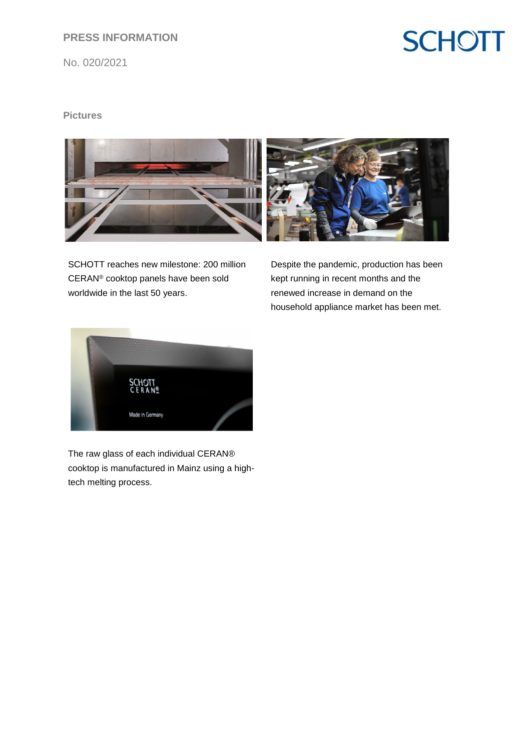**Pictures**

SCHOTT reaches new milestone: 200 million CERAN® cooktop panels have been sold worldwide in the last 50 years.

Despite the pandemic, production has been kept running in recent months and the renewed increase in demand on the household appliance market has been met.

The raw glass of each individual CERAN® cooktop is manufactured in Mainz using a high-tech melting process.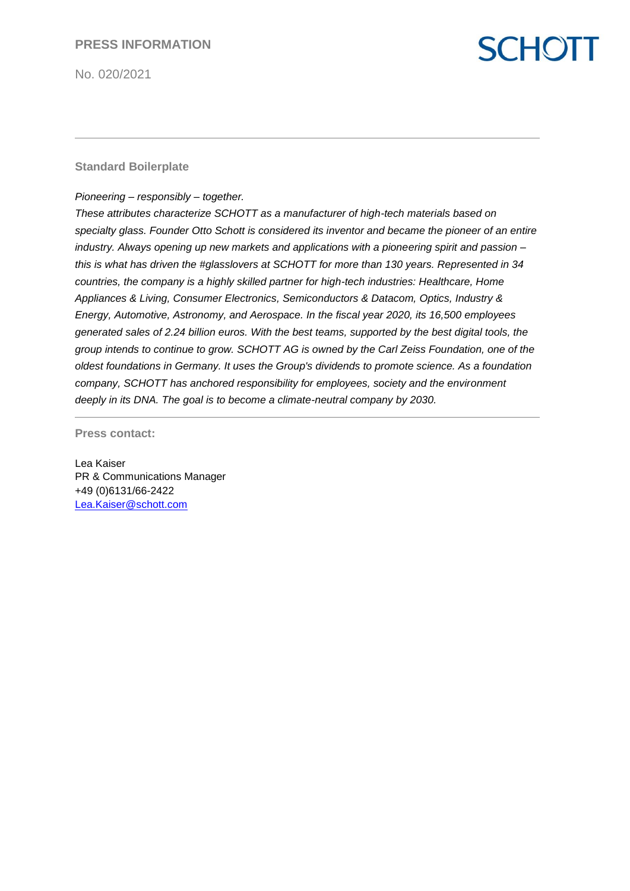**Standard Boilerplate**

*Pioneering – responsibly – together.*
*These attributes characterize SCHOTT as a manufacturer of high-tech materials based on specialty glass. Founder Otto Schott is considered its inventor and became the pioneer of an entire industry. Always opening up new markets and applications with a pioneering spirit and passion – this is what has driven the #glasslovers at SCHOTT for more than 130 years. Represented in 34 countries, the company is a highly skilled partner for high-tech industries: Healthcare, Home Appliances & Living, Consumer Electronics, Semiconductors & Datacom, Optics, Industry & Energy, Automotive, Astronomy, and Aerospace. In the fiscal year 2020, its 16,500 employees generated sales of 2.24 billion euros. With the best teams, supported by the best digital tools, the group intends to continue to grow. SCHOTT AG is owned by the Carl Zeiss Foundation, one of the oldest foundations in Germany. It uses the Group's dividends to promote science. As a foundation company, SCHOTT has anchored responsibility for employees, society and the environment deeply in its DNA. The goal is to become a climate-neutral company by 2030.*

**Press contact:**

Lea Kaiser
PR & Communications Manager
+49 (0)6131/66-2422
Lea.Kaiser@schott.com